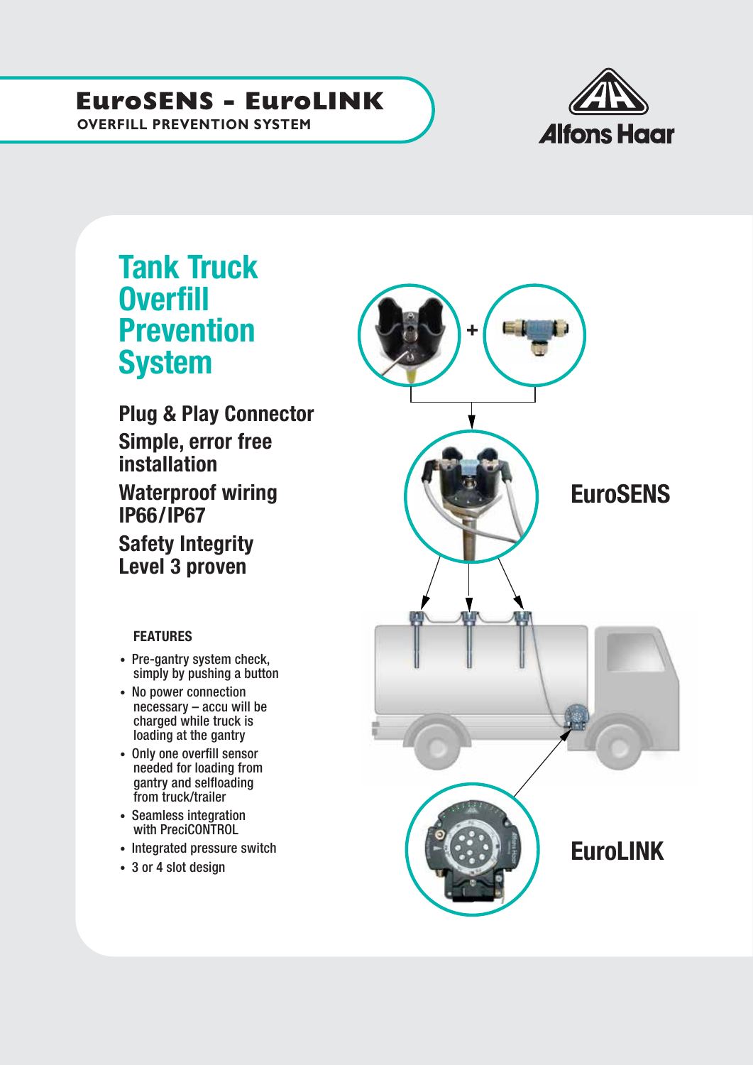# EuroSENS - EuroLINK

**OVERFILL PREVENTION SYSTEM**

Alfons Haar

## Tank Truck Overfill Prevention System

### Plug & Play Connector

### Simple, error free installation

### Waterproof wiring IP66/IP67

### Safety Integrity Level 3 proven

#### FEATURES

- Pre-gantry system check, simply by pushing a button
- No power connection necessary – accu will be charged while truck is loading at the gantry
- Only one overfill sensor needed for loading from gantry and selfloading from truck/trailer
- Seamless integration with PreciCONTROL
- Integrated pressure switch
- 3 or 4 slot design

**EuroSENS**

**EuroLINK**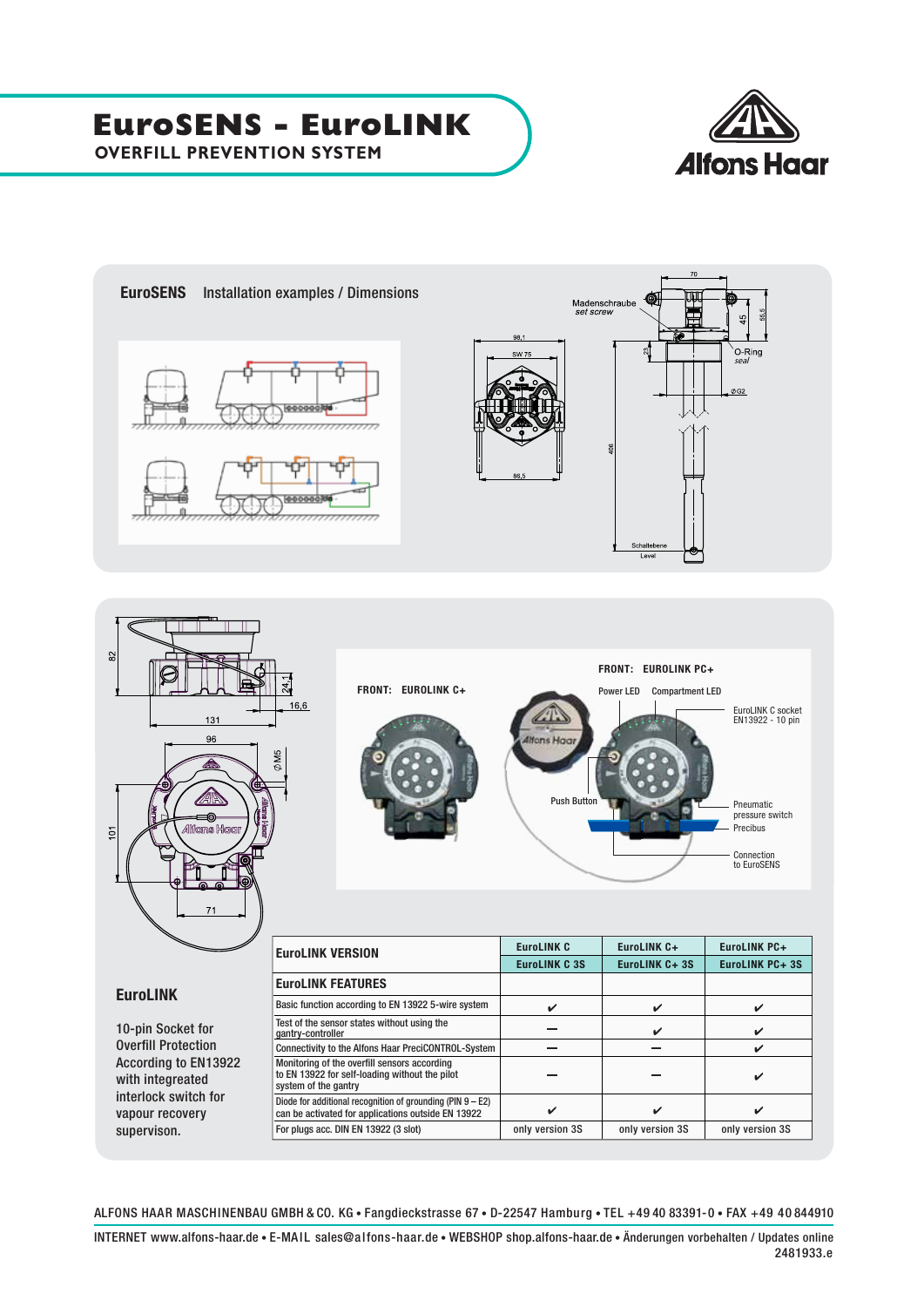# EuroSENS - EuroLINK

**OVERFILL PREVENTION SYSTEM**

Alfons Haar

**EuroSENS** Installation examples / Dimensions

Madenschraube
set screw

O-Ring
seal

Schaltebene
Level

FRONT: EUROLINK C+

FRONT: EUROLINK PC+

Power LED

Compartment LED

EuroLINK C socket
EN13922 - 10 pin

Push Button

Pneumatic pressure switch

Precibus

Connection to EuroSENS

## EuroLINK

10-pin Socket for Overfill Protection According to EN13922 with integreated interlock switch for vapour recovery supervison.

| EuroLINK VERSION | EuroLINK C | EuroLINK C+ | EuroLINK PC+ |
|---|---|---|---|
| | EuroLINK C 3S | EuroLINK C+ 3S | EuroLINK PC+ 3S |
| **EuroLINK FEATURES** | | | |
| Basic function according to EN 13922 5-wire system | ✔ | ✔ | ✔ |
| Test of the sensor states without using the gantry-controller | – | ✔ | ✔ |
| Connectivity to the Alfons Haar PreciCONTROL-System | – | – | ✔ |
| Monitoring of the overfill sensors according to EN 13922 for self-loading without the pilot system of the gantry | – | – | ✔ |
| Diode for additional recognition of grounding (PIN 9 – E2) can be activated for applications outside EN 13922 | ✔ | ✔ | ✔ |
| For plugs acc. DIN EN 13922 (3 slot) | only version 3S | only version 3S | only version 3S |

ALFONS HAAR MASCHINENBAU GMBH & CO. KG • Fangdieckstrasse 67 • D-22547 Hamburg • TEL +49 40 83391-0 • FAX +49 40 844910

INTERNET www.alfons-haar.de • E-MAIL sales@alfons-haar.de • WEBSHOP shop.alfons-haar.de • Änderungen vorbehalten / Updates online

2481933.e